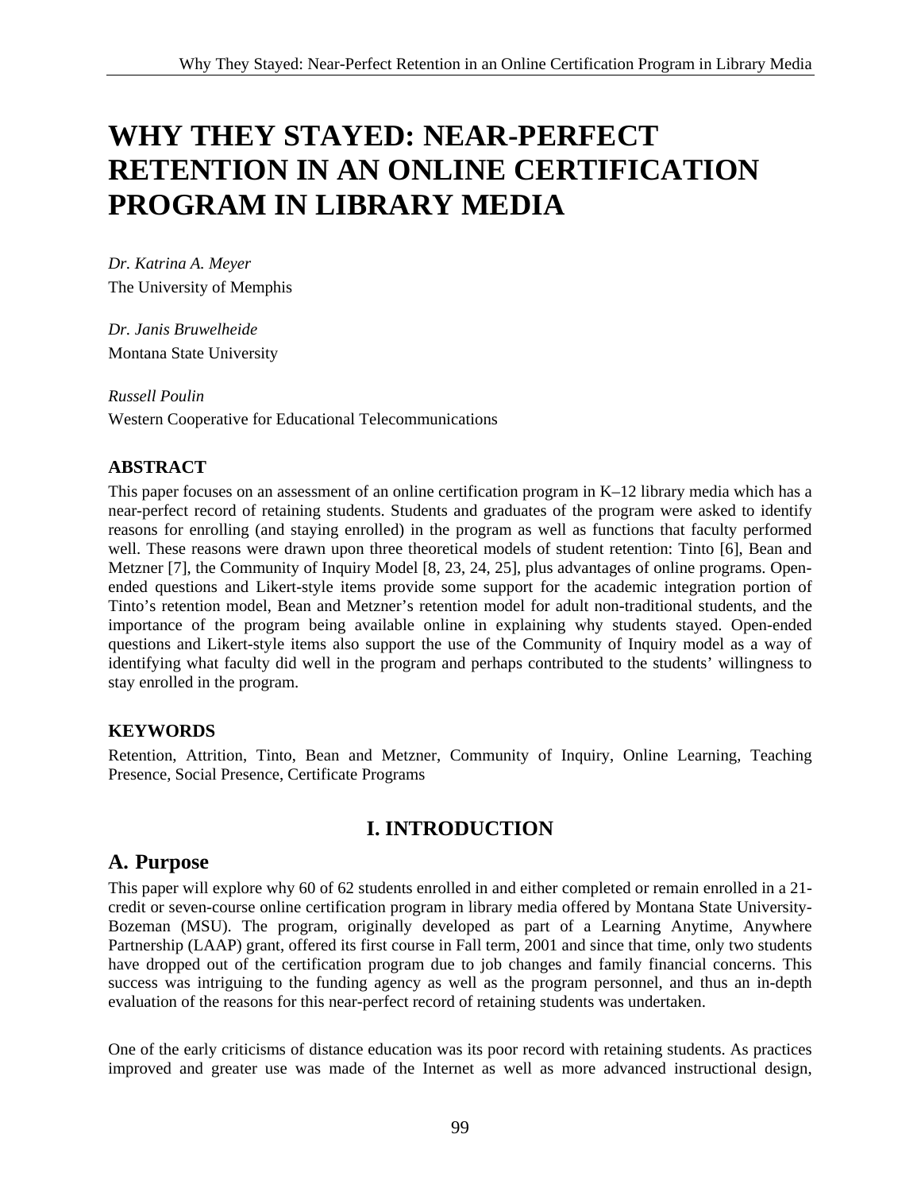# WHY THEY STAYED: NEAR-PERFECT RETENTION IN AN ONLINE CERTIFICATION PROGRAM IN LIBRARY MEDIA

*Dr. Katrina A. Meyer*
The University of Memphis

*Dr. Janis Bruwelheide*
Montana State University

*Russell Poulin*
Western Cooperative for Educational Telecommunications

### ABSTRACT

This paper focuses on an assessment of an online certification program in K–12 library media which has a near-perfect record of retaining students. Students and graduates of the program were asked to identify reasons for enrolling (and staying enrolled) in the program as well as functions that faculty performed well. These reasons were drawn upon three theoretical models of student retention: Tinto [6], Bean and Metzner [7], the Community of Inquiry Model [8, 23, 24, 25], plus advantages of online programs. Open-ended questions and Likert-style items provide some support for the academic integration portion of Tinto's retention model, Bean and Metzner's retention model for adult non-traditional students, and the importance of the program being available online in explaining why students stayed. Open-ended questions and Likert-style items also support the use of the Community of Inquiry model as a way of identifying what faculty did well in the program and perhaps contributed to the students' willingness to stay enrolled in the program.

### KEYWORDS

Retention, Attrition, Tinto, Bean and Metzner, Community of Inquiry, Online Learning, Teaching Presence, Social Presence, Certificate Programs

## I. INTRODUCTION

## A. Purpose

This paper will explore why 60 of 62 students enrolled in and either completed or remain enrolled in a 21-credit or seven-course online certification program in library media offered by Montana State University-Bozeman (MSU). The program, originally developed as part of a Learning Anytime, Anywhere Partnership (LAAP) grant, offered its first course in Fall term, 2001 and since that time, only two students have dropped out of the certification program due to job changes and family financial concerns. This success was intriguing to the funding agency as well as the program personnel, and thus an in-depth evaluation of the reasons for this near-perfect record of retaining students was undertaken.

One of the early criticisms of distance education was its poor record with retaining students. As practices improved and greater use was made of the Internet as well as more advanced instructional design,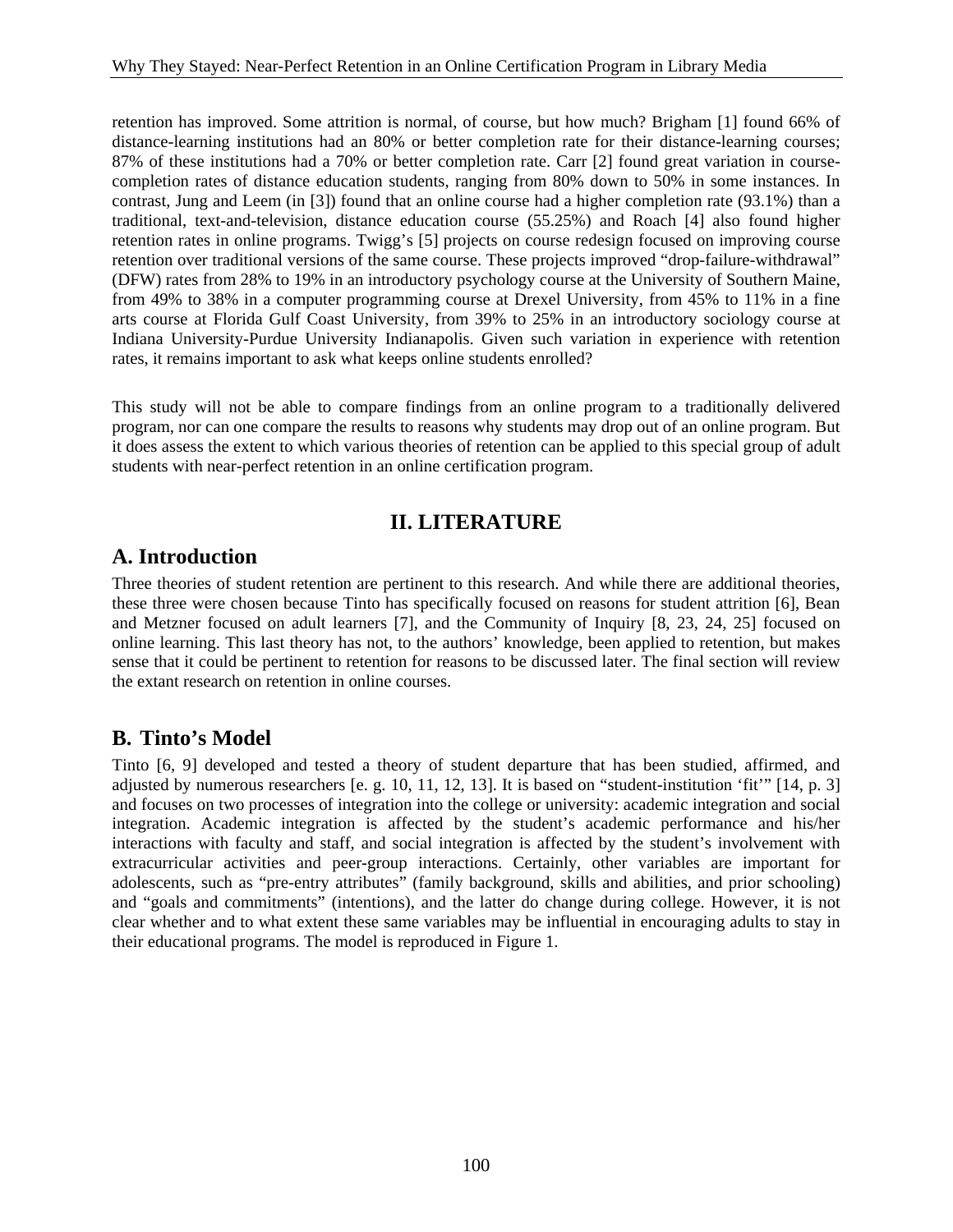retention has improved. Some attrition is normal, of course, but how much? Brigham [1] found 66% of distance-learning institutions had an 80% or better completion rate for their distance-learning courses; 87% of these institutions had a 70% or better completion rate. Carr [2] found great variation in course-completion rates of distance education students, ranging from 80% down to 50% in some instances. In contrast, Jung and Leem (in [3]) found that an online course had a higher completion rate (93.1%) than a traditional, text-and-television, distance education course (55.25%) and Roach [4] also found higher retention rates in online programs. Twigg's [5] projects on course redesign focused on improving course retention over traditional versions of the same course. These projects improved "drop-failure-withdrawal" (DFW) rates from 28% to 19% in an introductory psychology course at the University of Southern Maine, from 49% to 38% in a computer programming course at Drexel University, from 45% to 11% in a fine arts course at Florida Gulf Coast University, from 39% to 25% in an introductory sociology course at Indiana University-Purdue University Indianapolis. Given such variation in experience with retention rates, it remains important to ask what keeps online students enrolled?

This study will not be able to compare findings from an online program to a traditionally delivered program, nor can one compare the results to reasons why students may drop out of an online program. But it does assess the extent to which various theories of retention can be applied to this special group of adult students with near-perfect retention in an online certification program.

# II. LITERATURE

## A. Introduction

Three theories of student retention are pertinent to this research. And while there are additional theories, these three were chosen because Tinto has specifically focused on reasons for student attrition [6], Bean and Metzner focused on adult learners [7], and the Community of Inquiry [8, 23, 24, 25] focused on online learning. This last theory has not, to the authors' knowledge, been applied to retention, but makes sense that it could be pertinent to retention for reasons to be discussed later. The final section will review the extant research on retention in online courses.

## B. Tinto's Model

Tinto [6, 9] developed and tested a theory of student departure that has been studied, affirmed, and adjusted by numerous researchers [e. g. 10, 11, 12, 13]. It is based on "student-institution 'fit'" [14, p. 3] and focuses on two processes of integration into the college or university: academic integration and social integration. Academic integration is affected by the student's academic performance and his/her interactions with faculty and staff, and social integration is affected by the student's involvement with extracurricular activities and peer-group interactions. Certainly, other variables are important for adolescents, such as "pre-entry attributes" (family background, skills and abilities, and prior schooling) and "goals and commitments" (intentions), and the latter do change during college. However, it is not clear whether and to what extent these same variables may be influential in encouraging adults to stay in their educational programs. The model is reproduced in Figure 1.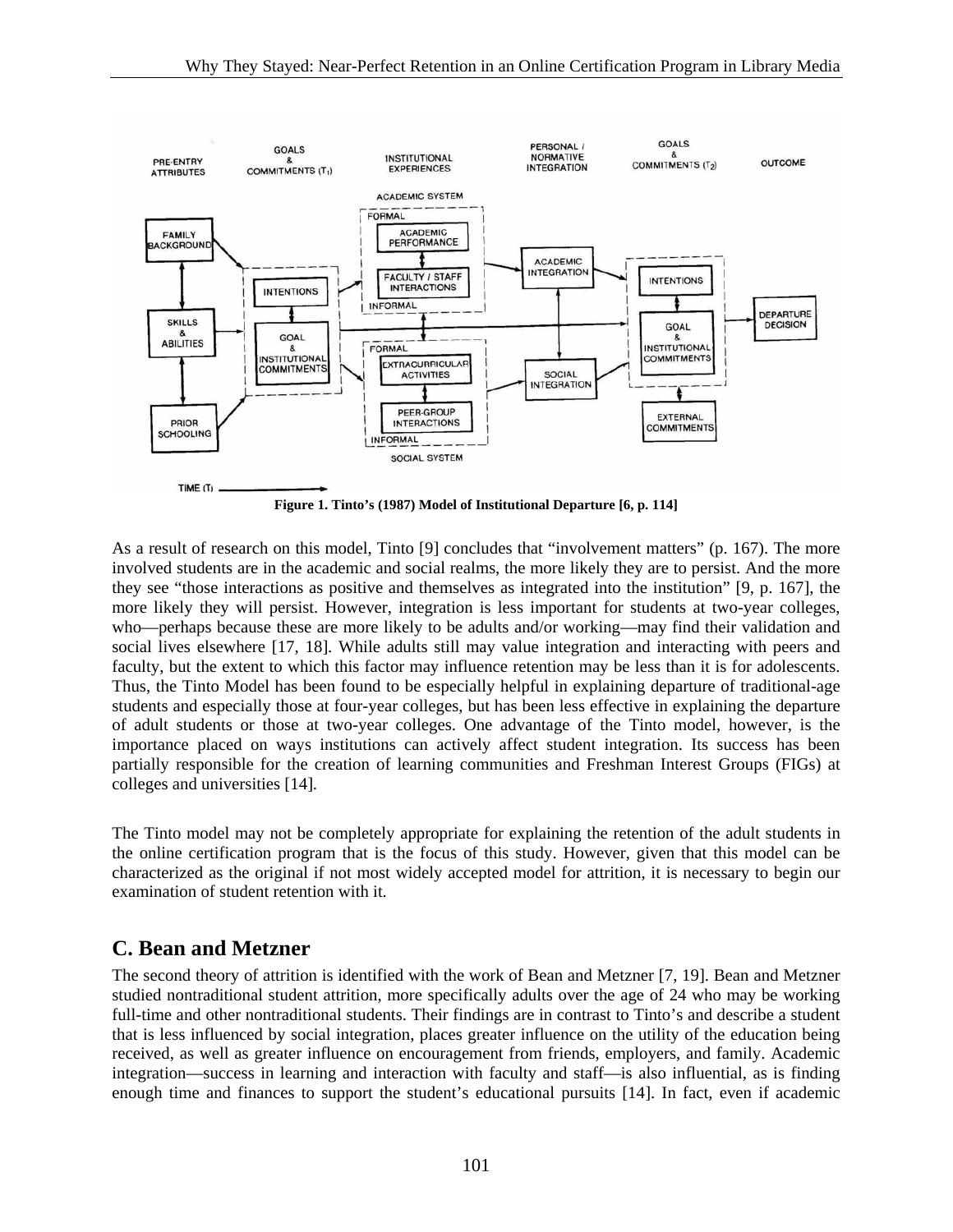Figure 1. Tinto's (1987) Model of Institutional Departure [6, p. 114]

As a result of research on this model, Tinto [9] concludes that "involvement matters" (p. 167). The more involved students are in the academic and social realms, the more likely they are to persist. And the more they see "those interactions as positive and themselves as integrated into the institution" [9, p. 167], the more likely they will persist. However, integration is less important for students at two-year colleges, who—perhaps because these are more likely to be adults and/or working—may find their validation and social lives elsewhere [17, 18]. While adults still may value integration and interacting with peers and faculty, but the extent to which this factor may influence retention may be less than it is for adolescents. Thus, the Tinto Model has been found to be especially helpful in explaining departure of traditional-age students and especially those at four-year colleges, but has been less effective in explaining the departure of adult students or those at two-year colleges. One advantage of the Tinto model, however, is the importance placed on ways institutions can actively affect student integration. Its success has been partially responsible for the creation of learning communities and Freshman Interest Groups (FIGs) at colleges and universities [14].

The Tinto model may not be completely appropriate for explaining the retention of the adult students in the online certification program that is the focus of this study. However, given that this model can be characterized as the original if not most widely accepted model for attrition, it is necessary to begin our examination of student retention with it.

## C. Bean and Metzner

The second theory of attrition is identified with the work of Bean and Metzner [7, 19]. Bean and Metzner studied nontraditional student attrition, more specifically adults over the age of 24 who may be working full-time and other nontraditional students. Their findings are in contrast to Tinto's and describe a student that is less influenced by social integration, places greater influence on the utility of the education being received, as well as greater influence on encouragement from friends, employers, and family. Academic integration—success in learning and interaction with faculty and staff—is also influential, as is finding enough time and finances to support the student's educational pursuits [14]. In fact, even if academic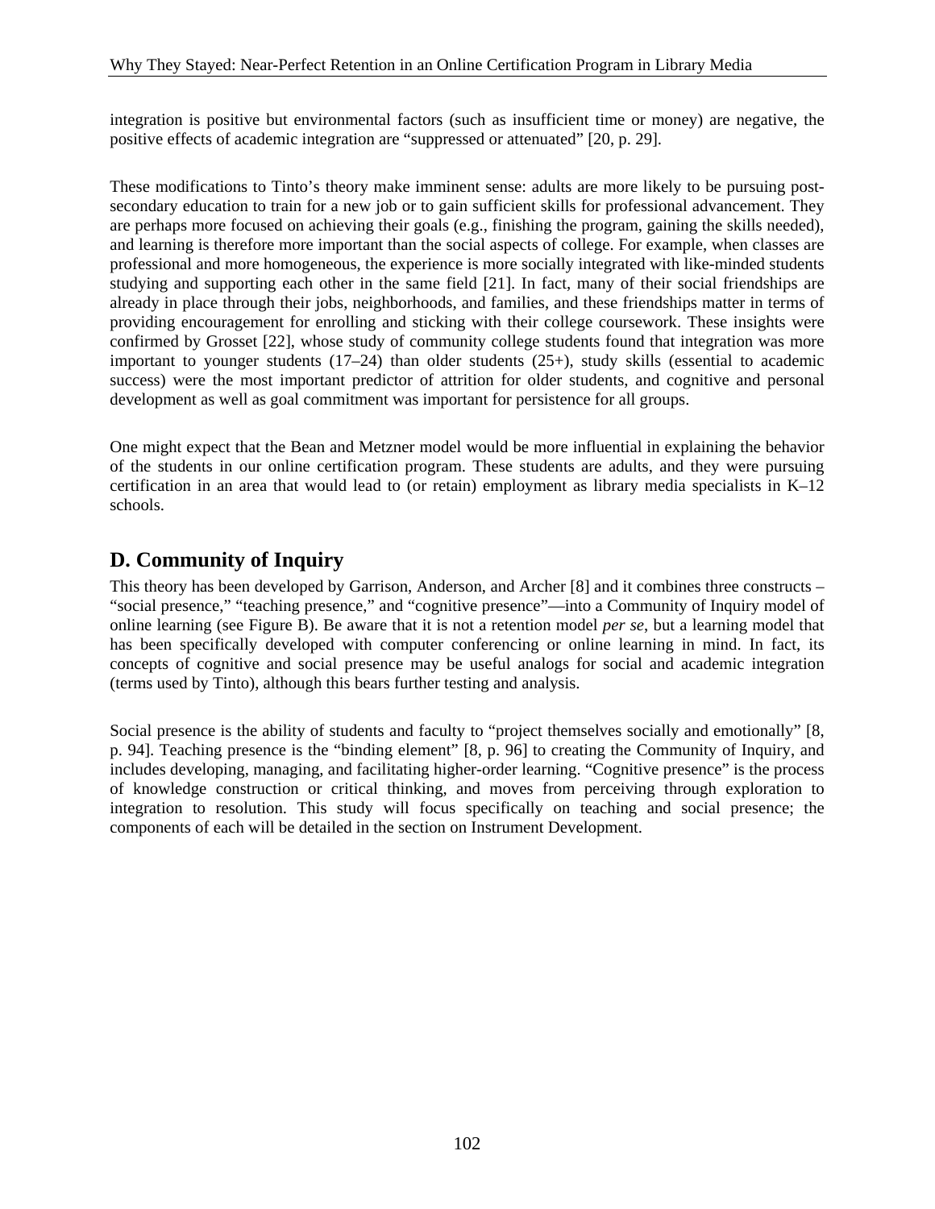integration is positive but environmental factors (such as insufficient time or money) are negative, the positive effects of academic integration are "suppressed or attenuated" [20, p. 29].

These modifications to Tinto's theory make imminent sense: adults are more likely to be pursuing post-secondary education to train for a new job or to gain sufficient skills for professional advancement. They are perhaps more focused on achieving their goals (e.g., finishing the program, gaining the skills needed), and learning is therefore more important than the social aspects of college. For example, when classes are professional and more homogeneous, the experience is more socially integrated with like-minded students studying and supporting each other in the same field [21]. In fact, many of their social friendships are already in place through their jobs, neighborhoods, and families, and these friendships matter in terms of providing encouragement for enrolling and sticking with their college coursework. These insights were confirmed by Grosset [22], whose study of community college students found that integration was more important to younger students (17–24) than older students (25+), study skills (essential to academic success) were the most important predictor of attrition for older students, and cognitive and personal development as well as goal commitment was important for persistence for all groups.

One might expect that the Bean and Metzner model would be more influential in explaining the behavior of the students in our online certification program. These students are adults, and they were pursuing certification in an area that would lead to (or retain) employment as library media specialists in K–12 schools.

## D. Community of Inquiry

This theory has been developed by Garrison, Anderson, and Archer [8] and it combines three constructs – "social presence," "teaching presence," and "cognitive presence"—into a Community of Inquiry model of online learning (see Figure B). Be aware that it is not a retention model *per se*, but a learning model that has been specifically developed with computer conferencing or online learning in mind. In fact, its concepts of cognitive and social presence may be useful analogs for social and academic integration (terms used by Tinto), although this bears further testing and analysis.

Social presence is the ability of students and faculty to "project themselves socially and emotionally" [8, p. 94]. Teaching presence is the "binding element" [8, p. 96] to creating the Community of Inquiry, and includes developing, managing, and facilitating higher-order learning. "Cognitive presence" is the process of knowledge construction or critical thinking, and moves from perceiving through exploration to integration to resolution. This study will focus specifically on teaching and social presence; the components of each will be detailed in the section on Instrument Development.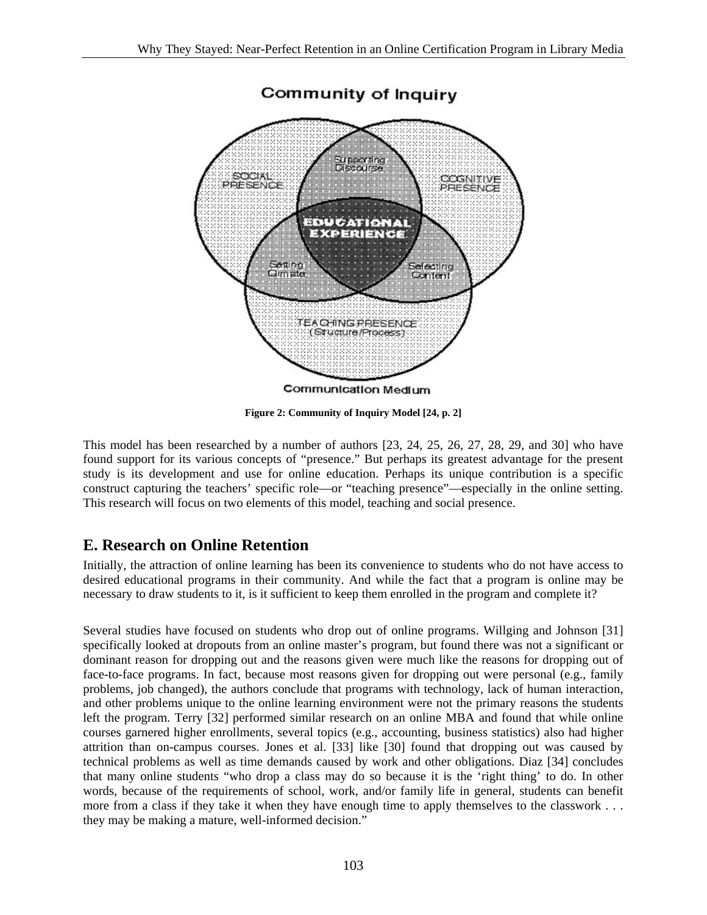Figure 2: Community of Inquiry Model [24, p. 2]

This model has been researched by a number of authors [23, 24, 25, 26, 27, 28, 29, and 30] who have found support for its various concepts of "presence." But perhaps its greatest advantage for the present study is its development and use for online education. Perhaps its unique contribution is a specific construct capturing the teachers' specific role—or "teaching presence"—especially in the online setting. This research will focus on two elements of this model, teaching and social presence.

## E. Research on Online Retention

Initially, the attraction of online learning has been its convenience to students who do not have access to desired educational programs in their community. And while the fact that a program is online may be necessary to draw students to it, is it sufficient to keep them enrolled in the program and complete it?

Several studies have focused on students who drop out of online programs. Willging and Johnson [31] specifically looked at dropouts from an online master's program, but found there was not a significant or dominant reason for dropping out and the reasons given were much like the reasons for dropping out of face-to-face programs. In fact, because most reasons given for dropping out were personal (e.g., family problems, job changed), the authors conclude that programs with technology, lack of human interaction, and other problems unique to the online learning environment were not the primary reasons the students left the program. Terry [32] performed similar research on an online MBA and found that while online courses garnered higher enrollments, several topics (e.g., accounting, business statistics) also had higher attrition than on-campus courses. Jones et al. [33] like [30] found that dropping out was caused by technical problems as well as time demands caused by work and other obligations. Diaz [34] concludes that many online students "who drop a class may do so because it is the 'right thing' to do. In other words, because of the requirements of school, work, and/or family life in general, students can benefit more from a class if they take it when they have enough time to apply themselves to the classwork . . . they may be making a mature, well-informed decision."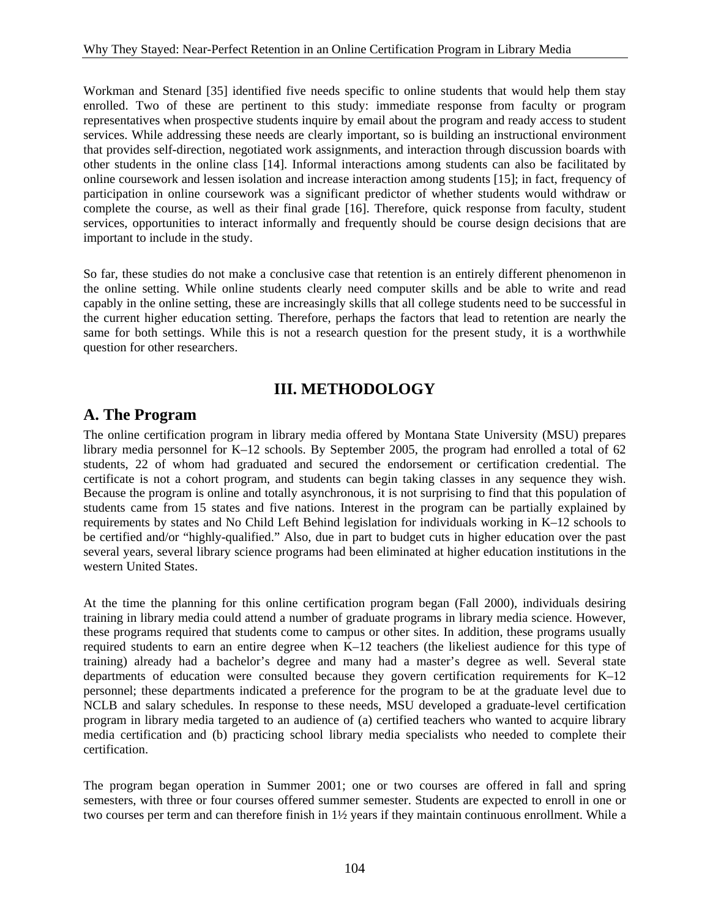Workman and Stenard [35] identified five needs specific to online students that would help them stay enrolled. Two of these are pertinent to this study: immediate response from faculty or program representatives when prospective students inquire by email about the program and ready access to student services. While addressing these needs are clearly important, so is building an instructional environment that provides self-direction, negotiated work assignments, and interaction through discussion boards with other students in the online class [14]. Informal interactions among students can also be facilitated by online coursework and lessen isolation and increase interaction among students [15]; in fact, frequency of participation in online coursework was a significant predictor of whether students would withdraw or complete the course, as well as their final grade [16]. Therefore, quick response from faculty, student services, opportunities to interact informally and frequently should be course design decisions that are important to include in the study.

So far, these studies do not make a conclusive case that retention is an entirely different phenomenon in the online setting. While online students clearly need computer skills and be able to write and read capably in the online setting, these are increasingly skills that all college students need to be successful in the current higher education setting. Therefore, perhaps the factors that lead to retention are nearly the same for both settings. While this is not a research question for the present study, it is a worthwhile question for other researchers.

# III. METHODOLOGY

## A. The Program

The online certification program in library media offered by Montana State University (MSU) prepares library media personnel for K–12 schools. By September 2005, the program had enrolled a total of 62 students, 22 of whom had graduated and secured the endorsement or certification credential. The certificate is not a cohort program, and students can begin taking classes in any sequence they wish. Because the program is online and totally asynchronous, it is not surprising to find that this population of students came from 15 states and five nations. Interest in the program can be partially explained by requirements by states and No Child Left Behind legislation for individuals working in K–12 schools to be certified and/or "highly-qualified." Also, due in part to budget cuts in higher education over the past several years, several library science programs had been eliminated at higher education institutions in the western United States.

At the time the planning for this online certification program began (Fall 2000), individuals desiring training in library media could attend a number of graduate programs in library media science. However, these programs required that students come to campus or other sites. In addition, these programs usually required students to earn an entire degree when K–12 teachers (the likeliest audience for this type of training) already had a bachelor's degree and many had a master's degree as well. Several state departments of education were consulted because they govern certification requirements for K–12 personnel; these departments indicated a preference for the program to be at the graduate level due to NCLB and salary schedules. In response to these needs, MSU developed a graduate-level certification program in library media targeted to an audience of (a) certified teachers who wanted to acquire library media certification and (b) practicing school library media specialists who needed to complete their certification.

The program began operation in Summer 2001; one or two courses are offered in fall and spring semesters, with three or four courses offered summer semester. Students are expected to enroll in one or two courses per term and can therefore finish in 1½ years if they maintain continuous enrollment. While a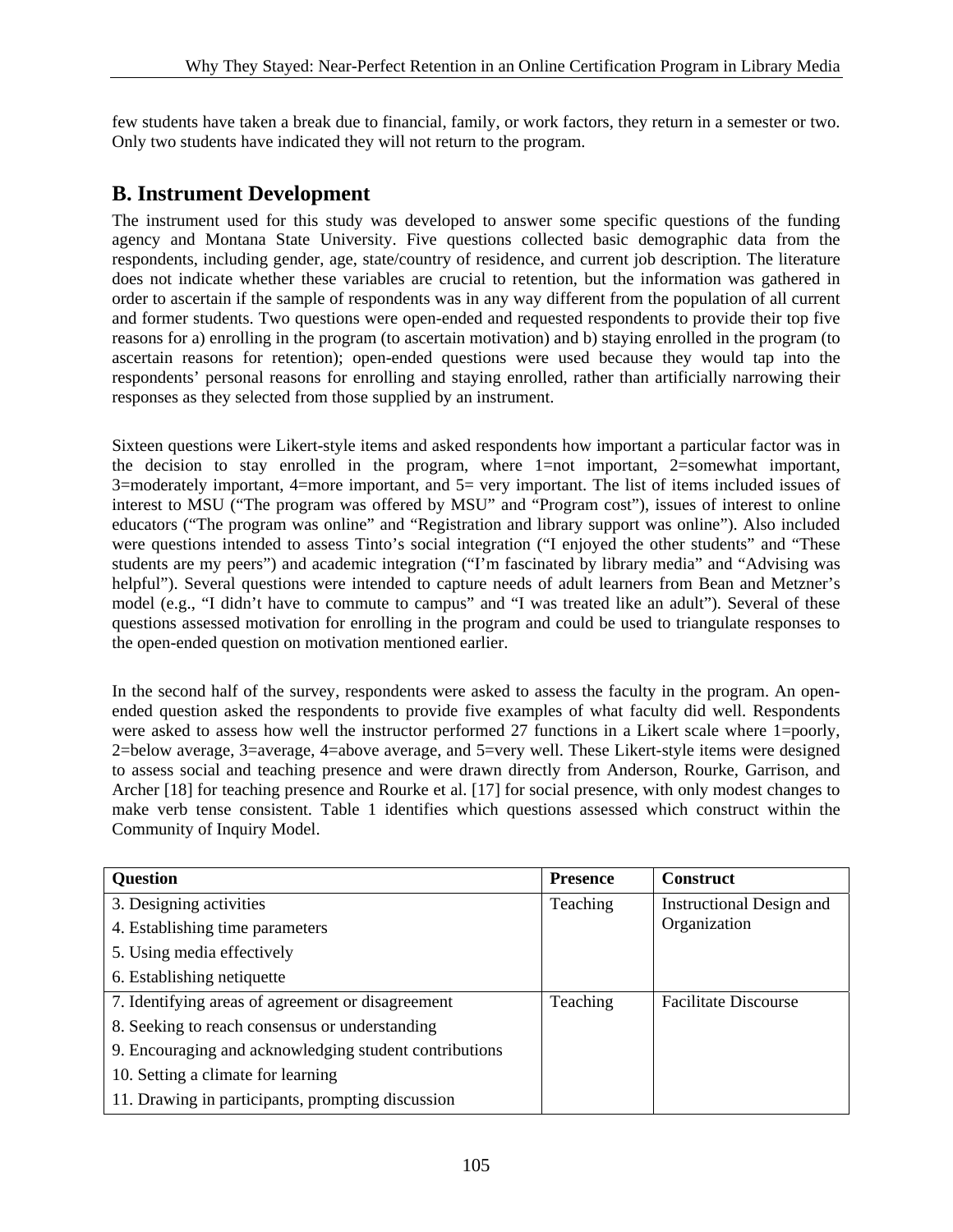few students have taken a break due to financial, family, or work factors, they return in a semester or two. Only two students have indicated they will not return to the program.

## B. Instrument Development

The instrument used for this study was developed to answer some specific questions of the funding agency and Montana State University. Five questions collected basic demographic data from the respondents, including gender, age, state/country of residence, and current job description. The literature does not indicate whether these variables are crucial to retention, but the information was gathered in order to ascertain if the sample of respondents was in any way different from the population of all current and former students. Two questions were open-ended and requested respondents to provide their top five reasons for a) enrolling in the program (to ascertain motivation) and b) staying enrolled in the program (to ascertain reasons for retention); open-ended questions were used because they would tap into the respondents' personal reasons for enrolling and staying enrolled, rather than artificially narrowing their responses as they selected from those supplied by an instrument.

Sixteen questions were Likert-style items and asked respondents how important a particular factor was in the decision to stay enrolled in the program, where 1=not important, 2=somewhat important, 3=moderately important, 4=more important, and 5= very important. The list of items included issues of interest to MSU ("The program was offered by MSU" and "Program cost"), issues of interest to online educators ("The program was online" and "Registration and library support was online"). Also included were questions intended to assess Tinto's social integration ("I enjoyed the other students" and "These students are my peers") and academic integration ("I'm fascinated by library media" and "Advising was helpful"). Several questions were intended to capture needs of adult learners from Bean and Metzner's model (e.g., "I didn't have to commute to campus" and "I was treated like an adult"). Several of these questions assessed motivation for enrolling in the program and could be used to triangulate responses to the open-ended question on motivation mentioned earlier.

In the second half of the survey, respondents were asked to assess the faculty in the program. An open-ended question asked the respondents to provide five examples of what faculty did well. Respondents were asked to assess how well the instructor performed 27 functions in a Likert scale where 1=poorly, 2=below average, 3=average, 4=above average, and 5=very well. These Likert-style items were designed to assess social and teaching presence and were drawn directly from Anderson, Rourke, Garrison, and Archer [18] for teaching presence and Rourke et al. [17] for social presence, with only modest changes to make verb tense consistent. Table 1 identifies which questions assessed which construct within the Community of Inquiry Model.

| Question | Presence | Construct |
|---|---|---|
| 3. Designing activities<br>4. Establishing time parameters<br>5. Using media effectively<br>6. Establishing netiquette | Teaching | Instructional Design and Organization |
| 7. Identifying areas of agreement or disagreement<br>8. Seeking to reach consensus or understanding<br>9. Encouraging and acknowledging student contributions<br>10. Setting a climate for learning<br>11. Drawing in participants, prompting discussion | Teaching | Facilitate Discourse |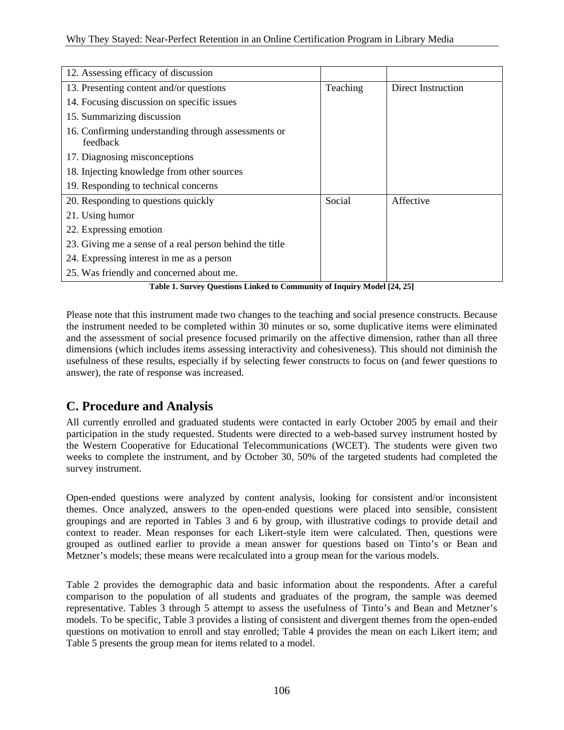| | | |
|---|---|---|
| 12. Assessing efficacy of discussion | | |
| 13. Presenting content and/or questions | Teaching | Direct Instruction |
| 14. Focusing discussion on specific issues | | |
| 15. Summarizing discussion | | |
| 16. Confirming understanding through assessments or feedback | | |
| 17. Diagnosing misconceptions | | |
| 18. Injecting knowledge from other sources | | |
| 19. Responding to technical concerns | | |
| 20. Responding to questions quickly | Social | Affective |
| 21. Using humor | | |
| 22. Expressing emotion | | |
| 23. Giving me a sense of a real person behind the title | | |
| 24. Expressing interest in me as a person | | |
| 25. Was friendly and concerned about me. | | |

**Table 1. Survey Questions Linked to Community of Inquiry Model [24, 25]**

Please note that this instrument made two changes to the teaching and social presence constructs. Because the instrument needed to be completed within 30 minutes or so, some duplicative items were eliminated and the assessment of social presence focused primarily on the affective dimension, rather than all three dimensions (which includes items assessing interactivity and cohesiveness). This should not diminish the usefulness of these results, especially if by selecting fewer constructs to focus on (and fewer questions to answer), the rate of response was increased.

## C. Procedure and Analysis

All currently enrolled and graduated students were contacted in early October 2005 by email and their participation in the study requested. Students were directed to a web-based survey instrument hosted by the Western Cooperative for Educational Telecommunications (WCET). The students were given two weeks to complete the instrument, and by October 30, 50% of the targeted students had completed the survey instrument.

Open-ended questions were analyzed by content analysis, looking for consistent and/or inconsistent themes. Once analyzed, answers to the open-ended questions were placed into sensible, consistent groupings and are reported in Tables 3 and 6 by group, with illustrative codings to provide detail and context to reader. Mean responses for each Likert-style item were calculated. Then, questions were grouped as outlined earlier to provide a mean answer for questions based on Tinto's or Bean and Metzner's models; these means were recalculated into a group mean for the various models.

Table 2 provides the demographic data and basic information about the respondents. After a careful comparison to the population of all students and graduates of the program, the sample was deemed representative. Tables 3 through 5 attempt to assess the usefulness of Tinto's and Bean and Metzner's models. To be specific, Table 3 provides a listing of consistent and divergent themes from the open-ended questions on motivation to enroll and stay enrolled; Table 4 provides the mean on each Likert item; and Table 5 presents the group mean for items related to a model.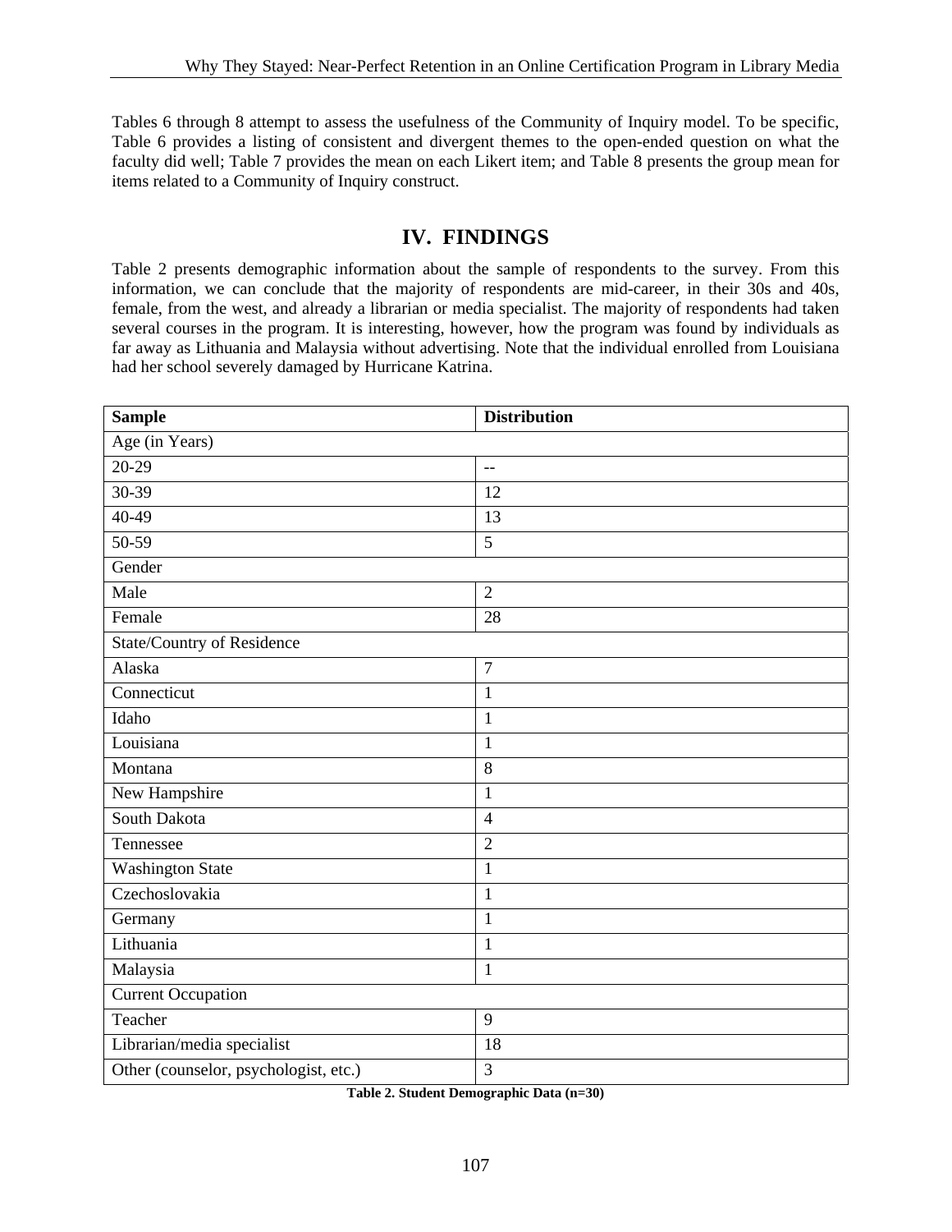Tables 6 through 8 attempt to assess the usefulness of the Community of Inquiry model. To be specific, Table 6 provides a listing of consistent and divergent themes to the open-ended question on what the faculty did well; Table 7 provides the mean on each Likert item; and Table 8 presents the group mean for items related to a Community of Inquiry construct.

## IV. FINDINGS

Table 2 presents demographic information about the sample of respondents to the survey. From this information, we can conclude that the majority of respondents are mid-career, in their 30s and 40s, female, from the west, and already a librarian or media specialist. The majority of respondents had taken several courses in the program. It is interesting, however, how the program was found by individuals as far away as Lithuania and Malaysia without advertising. Note that the individual enrolled from Louisiana had her school severely damaged by Hurricane Katrina.

| **Sample** | **Distribution** |
|---|---|
| Age (in Years) | |
| 20-29 | -- |
| 30-39 | 12 |
| 40-49 | 13 |
| 50-59 | 5 |
| Gender | |
| Male | 2 |
| Female | 28 |
| State/Country of Residence | |
| Alaska | 7 |
| Connecticut | 1 |
| Idaho | 1 |
| Louisiana | 1 |
| Montana | 8 |
| New Hampshire | 1 |
| South Dakota | 4 |
| Tennessee | 2 |
| Washington State | 1 |
| Czechoslovakia | 1 |
| Germany | 1 |
| Lithuania | 1 |
| Malaysia | 1 |
| Current Occupation | |
| Teacher | 9 |
| Librarian/media specialist | 18 |
| Other (counselor, psychologist, etc.) | 3 |

**Table 2. Student Demographic Data (n=30)**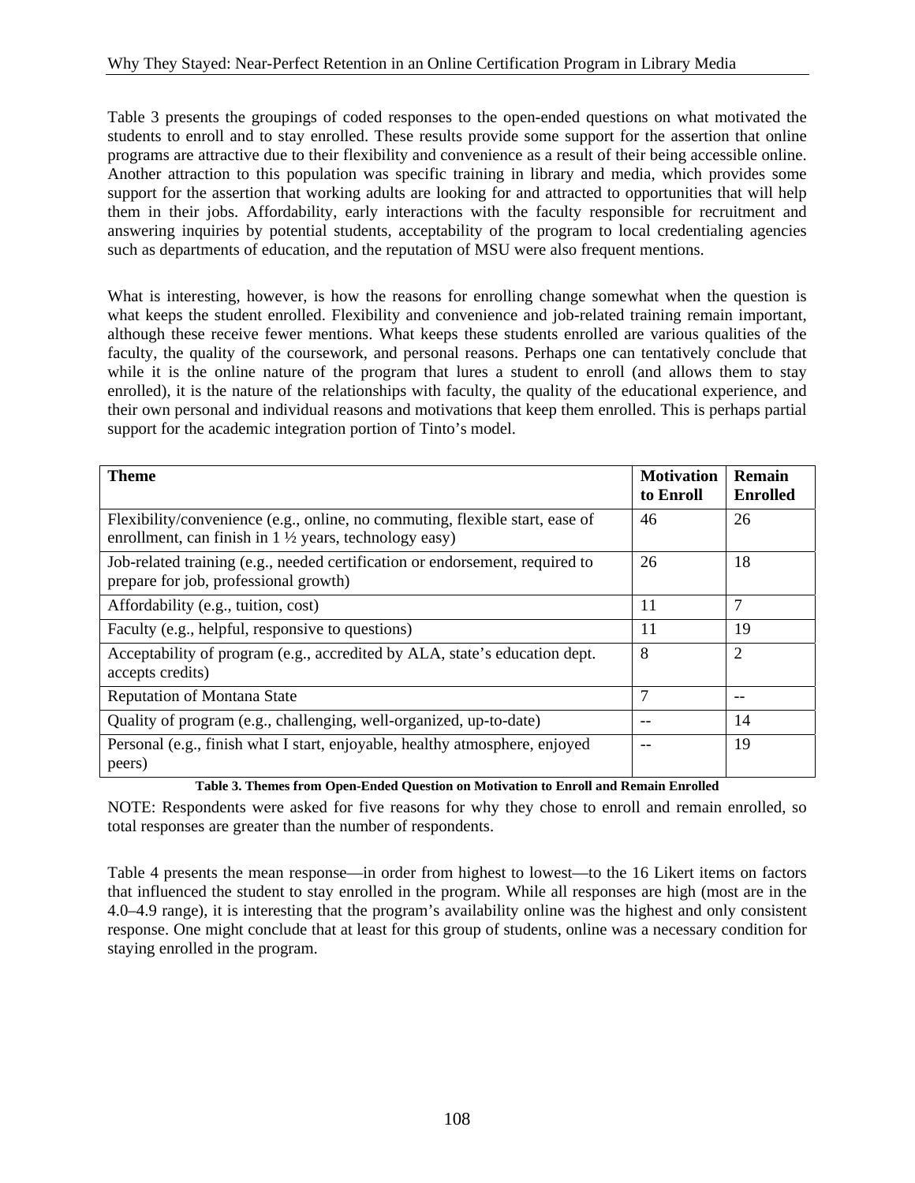Table 3 presents the groupings of coded responses to the open-ended questions on what motivated the students to enroll and to stay enrolled. These results provide some support for the assertion that online programs are attractive due to their flexibility and convenience as a result of their being accessible online. Another attraction to this population was specific training in library and media, which provides some support for the assertion that working adults are looking for and attracted to opportunities that will help them in their jobs. Affordability, early interactions with the faculty responsible for recruitment and answering inquiries by potential students, acceptability of the program to local credentialing agencies such as departments of education, and the reputation of MSU were also frequent mentions.

What is interesting, however, is how the reasons for enrolling change somewhat when the question is what keeps the student enrolled. Flexibility and convenience and job-related training remain important, although these receive fewer mentions. What keeps these students enrolled are various qualities of the faculty, the quality of the coursework, and personal reasons. Perhaps one can tentatively conclude that while it is the online nature of the program that lures a student to enroll (and allows them to stay enrolled), it is the nature of the relationships with faculty, the quality of the educational experience, and their own personal and individual reasons and motivations that keep them enrolled. This is perhaps partial support for the academic integration portion of Tinto's model.

| Theme | Motivation to Enroll | Remain Enrolled |
|---|---|---|
| Flexibility/convenience (e.g., online, no commuting, flexible start, ease of enrollment, can finish in 1 ½ years, technology easy) | 46 | 26 |
| Job-related training (e.g., needed certification or endorsement, required to prepare for job, professional growth) | 26 | 18 |
| Affordability (e.g., tuition, cost) | 11 | 7 |
| Faculty (e.g., helpful, responsive to questions) | 11 | 19 |
| Acceptability of program (e.g., accredited by ALA, state's education dept. accepts credits) | 8 | 2 |
| Reputation of Montana State | 7 | -- |
| Quality of program (e.g., challenging, well-organized, up-to-date) | -- | 14 |
| Personal (e.g., finish what I start, enjoyable, healthy atmosphere, enjoyed peers) | -- | 19 |

**Table 3. Themes from Open-Ended Question on Motivation to Enroll and Remain Enrolled**

NOTE: Respondents were asked for five reasons for why they chose to enroll and remain enrolled, so total responses are greater than the number of respondents.

Table 4 presents the mean response—in order from highest to lowest—to the 16 Likert items on factors that influenced the student to stay enrolled in the program. While all responses are high (most are in the 4.0–4.9 range), it is interesting that the program's availability online was the highest and only consistent response. One might conclude that at least for this group of students, online was a necessary condition for staying enrolled in the program.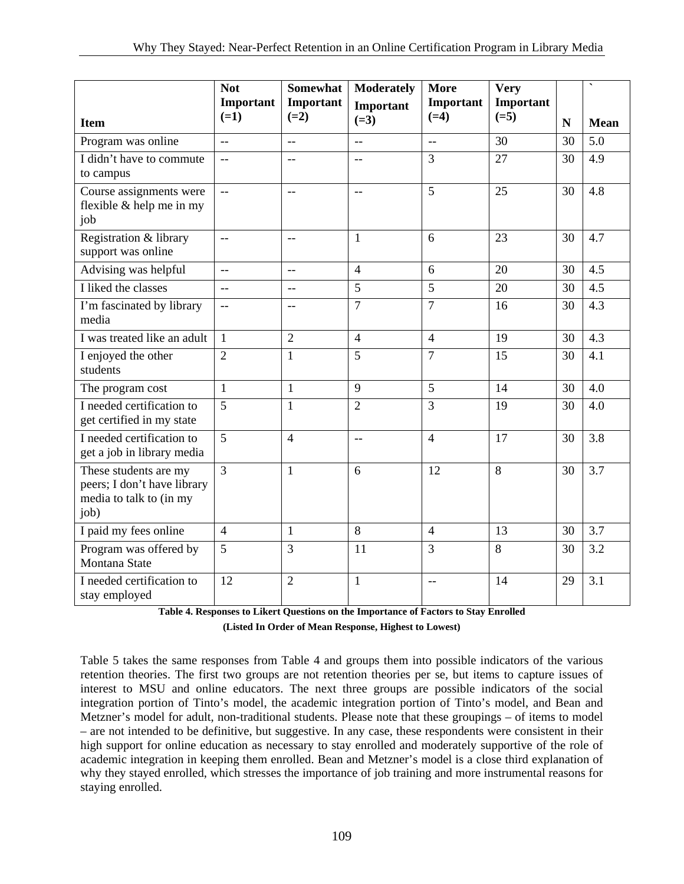| Item | Not Important (=1) | Somewhat Important (=2) | Moderately Important (=3) | More Important (=4) | Very Important (=5) | N | ` Mean |
|---|---|---|---|---|---|---|---|
| Program was online | -- | -- | -- | -- | 30 | 30 | 5.0 |
| I didn't have to commute to campus | -- | -- | -- | 3 | 27 | 30 | 4.9 |
| Course assignments were flexible & help me in my job | -- | -- | -- | 5 | 25 | 30 | 4.8 |
| Registration & library support was online | -- | -- | 1 | 6 | 23 | 30 | 4.7 |
| Advising was helpful | -- | -- | 4 | 6 | 20 | 30 | 4.5 |
| I liked the classes | -- | -- | 5 | 5 | 20 | 30 | 4.5 |
| I'm fascinated by library media | -- | -- | 7 | 7 | 16 | 30 | 4.3 |
| I was treated like an adult | 1 | 2 | 4 | 4 | 19 | 30 | 4.3 |
| I enjoyed the other students | 2 | 1 | 5 | 7 | 15 | 30 | 4.1 |
| The program cost | 1 | 1 | 9 | 5 | 14 | 30 | 4.0 |
| I needed certification to get certified in my state | 5 | 1 | 2 | 3 | 19 | 30 | 4.0 |
| I needed certification to get a job in library media | 5 | 4 | -- | 4 | 17 | 30 | 3.8 |
| These students are my peers; I don't have library media to talk to (in my job) | 3 | 1 | 6 | 12 | 8 | 30 | 3.7 |
| I paid my fees online | 4 | 1 | 8 | 4 | 13 | 30 | 3.7 |
| Program was offered by Montana State | 5 | 3 | 11 | 3 | 8 | 30 | 3.2 |
| I needed certification to stay employed | 12 | 2 | 1 | -- | 14 | 29 | 3.1 |

**Table 4. Responses to Likert Questions on the Importance of Factors to Stay Enrolled**

**(Listed In Order of Mean Response, Highest to Lowest)**

Table 5 takes the same responses from Table 4 and groups them into possible indicators of the various retention theories. The first two groups are not retention theories per se, but items to capture issues of interest to MSU and online educators. The next three groups are possible indicators of the social integration portion of Tinto's model, the academic integration portion of Tinto's model, and Bean and Metzner's model for adult, non-traditional students. Please note that these groupings – of items to model – are not intended to be definitive, but suggestive. In any case, these respondents were consistent in their high support for online education as necessary to stay enrolled and moderately supportive of the role of academic integration in keeping them enrolled. Bean and Metzner's model is a close third explanation of why they stayed enrolled, which stresses the importance of job training and more instrumental reasons for staying enrolled.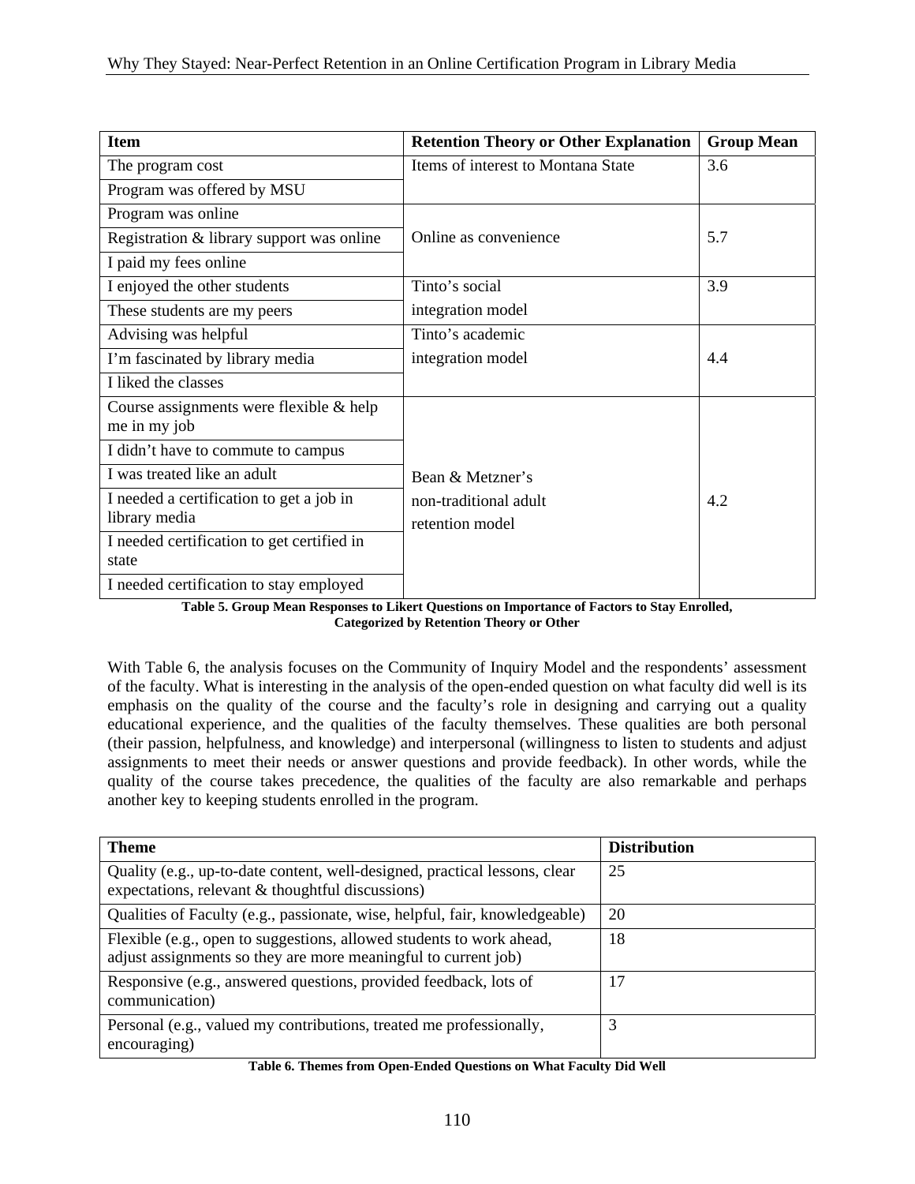| Item | Retention Theory or Other Explanation | Group Mean |
|---|---|---|
| The program cost | Items of interest to Montana State | 3.6 |
| Program was offered by MSU | | |
| Program was online | Online as convenience | 5.7 |
| Registration & library support was online | | |
| I paid my fees online | | |
| I enjoyed the other students | Tinto's social integration model | 3.9 |
| These students are my peers | | |
| Advising was helpful | Tinto's academic integration model | 4.4 |
| I'm fascinated by library media | | |
| I liked the classes | | |
| Course assignments were flexible & help me in my job | Bean & Metzner's non-traditional adult retention model | 4.2 |
| I didn't have to commute to campus | | |
| I was treated like an adult | | |
| I needed a certification to get a job in library media | | |
| I needed certification to get certified in state | | |
| I needed certification to stay employed | | |

**Table 5. Group Mean Responses to Likert Questions on Importance of Factors to Stay Enrolled, Categorized by Retention Theory or Other**

With Table 6, the analysis focuses on the Community of Inquiry Model and the respondents' assessment of the faculty. What is interesting in the analysis of the open-ended question on what faculty did well is its emphasis on the quality of the course and the faculty's role in designing and carrying out a quality educational experience, and the qualities of the faculty themselves. These qualities are both personal (their passion, helpfulness, and knowledge) and interpersonal (willingness to listen to students and adjust assignments to meet their needs or answer questions and provide feedback). In other words, while the quality of the course takes precedence, the qualities of the faculty are also remarkable and perhaps another key to keeping students enrolled in the program.

| Theme | Distribution |
|---|---|
| Quality (e.g., up-to-date content, well-designed, practical lessons, clear expectations, relevant & thoughtful discussions) | 25 |
| Qualities of Faculty (e.g., passionate, wise, helpful, fair, knowledgeable) | 20 |
| Flexible (e.g., open to suggestions, allowed students to work ahead, adjust assignments so they are more meaningful to current job) | 18 |
| Responsive (e.g., answered questions, provided feedback, lots of communication) | 17 |
| Personal (e.g., valued my contributions, treated me professionally, encouraging) | 3 |

**Table 6. Themes from Open-Ended Questions on What Faculty Did Well**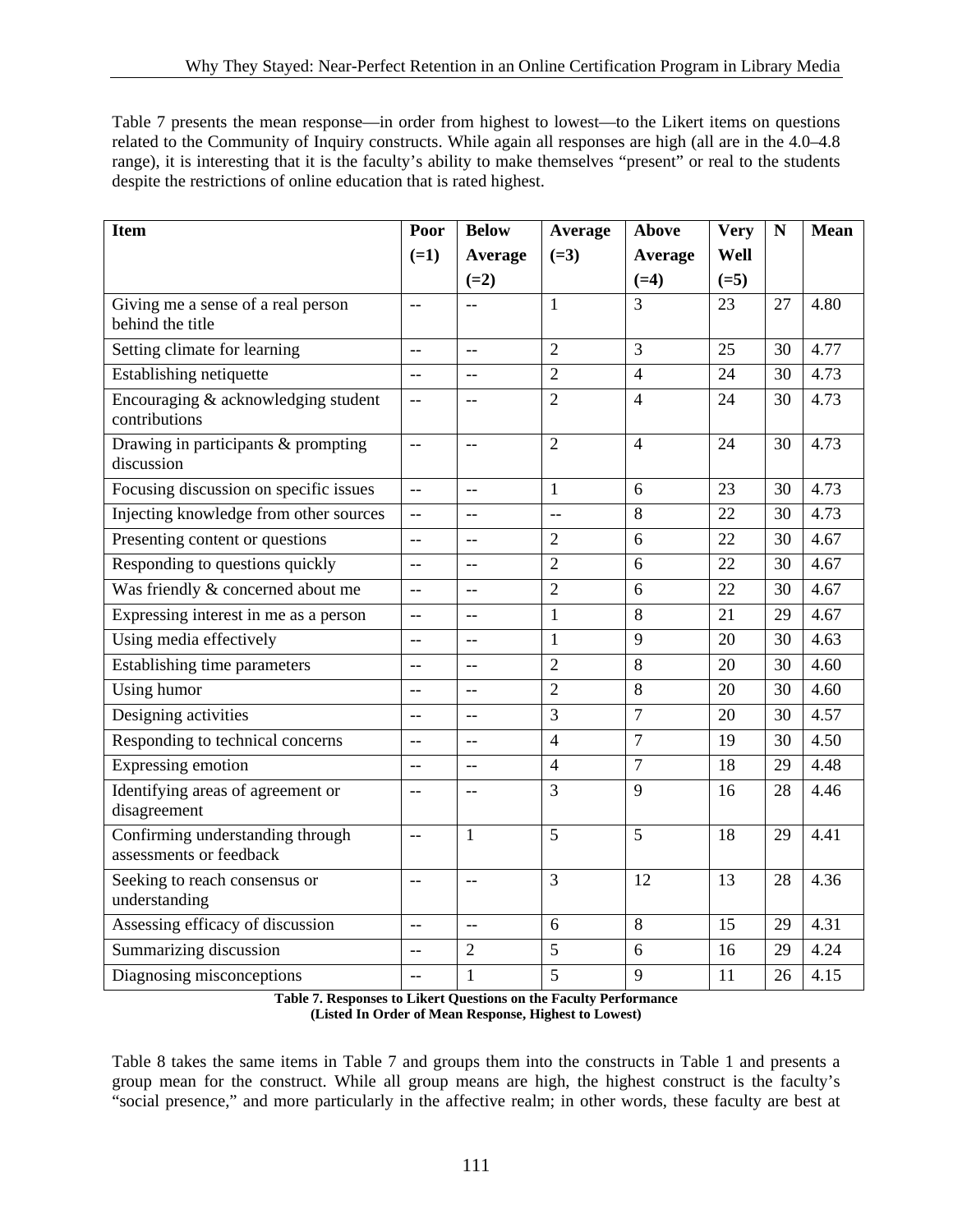Table 7 presents the mean response—in order from highest to lowest—to the Likert items on questions related to the Community of Inquiry constructs. While again all responses are high (all are in the 4.0–4.8 range), it is interesting that it is the faculty's ability to make themselves "present" or real to the students despite the restrictions of online education that is rated highest.

| Item | Poor (=1) | Below Average (=2) | Average (=3) | Above Average (=4) | Very Well (=5) | N | Mean |
|---|---|---|---|---|---|---|---|
| Giving me a sense of a real person behind the title | -- | -- | 1 | 3 | 23 | 27 | 4.80 |
| Setting climate for learning | -- | -- | 2 | 3 | 25 | 30 | 4.77 |
| Establishing netiquette | -- | -- | 2 | 4 | 24 | 30 | 4.73 |
| Encouraging & acknowledging student contributions | -- | -- | 2 | 4 | 24 | 30 | 4.73 |
| Drawing in participants & prompting discussion | -- | -- | 2 | 4 | 24 | 30 | 4.73 |
| Focusing discussion on specific issues | -- | -- | 1 | 6 | 23 | 30 | 4.73 |
| Injecting knowledge from other sources | -- | -- | -- | 8 | 22 | 30 | 4.73 |
| Presenting content or questions | -- | -- | 2 | 6 | 22 | 30 | 4.67 |
| Responding to questions quickly | -- | -- | 2 | 6 | 22 | 30 | 4.67 |
| Was friendly & concerned about me | -- | -- | 2 | 6 | 22 | 30 | 4.67 |
| Expressing interest in me as a person | -- | -- | 1 | 8 | 21 | 29 | 4.67 |
| Using media effectively | -- | -- | 1 | 9 | 20 | 30 | 4.63 |
| Establishing time parameters | -- | -- | 2 | 8 | 20 | 30 | 4.60 |
| Using humor | -- | -- | 2 | 8 | 20 | 30 | 4.60 |
| Designing activities | -- | -- | 3 | 7 | 20 | 30 | 4.57 |
| Responding to technical concerns | -- | -- | 4 | 7 | 19 | 30 | 4.50 |
| Expressing emotion | -- | -- | 4 | 7 | 18 | 29 | 4.48 |
| Identifying areas of agreement or disagreement | -- | -- | 3 | 9 | 16 | 28 | 4.46 |
| Confirming understanding through assessments or feedback | -- | 1 | 5 | 5 | 18 | 29 | 4.41 |
| Seeking to reach consensus or understanding | -- | -- | 3 | 12 | 13 | 28 | 4.36 |
| Assessing efficacy of discussion | -- | -- | 6 | 8 | 15 | 29 | 4.31 |
| Summarizing discussion | -- | 2 | 5 | 6 | 16 | 29 | 4.24 |
| Diagnosing misconceptions | -- | 1 | 5 | 9 | 11 | 26 | 4.15 |

**Table 7. Responses to Likert Questions on the Faculty Performance (Listed In Order of Mean Response, Highest to Lowest)**

Table 8 takes the same items in Table 7 and groups them into the constructs in Table 1 and presents a group mean for the construct. While all group means are high, the highest construct is the faculty's "social presence," and more particularly in the affective realm; in other words, these faculty are best at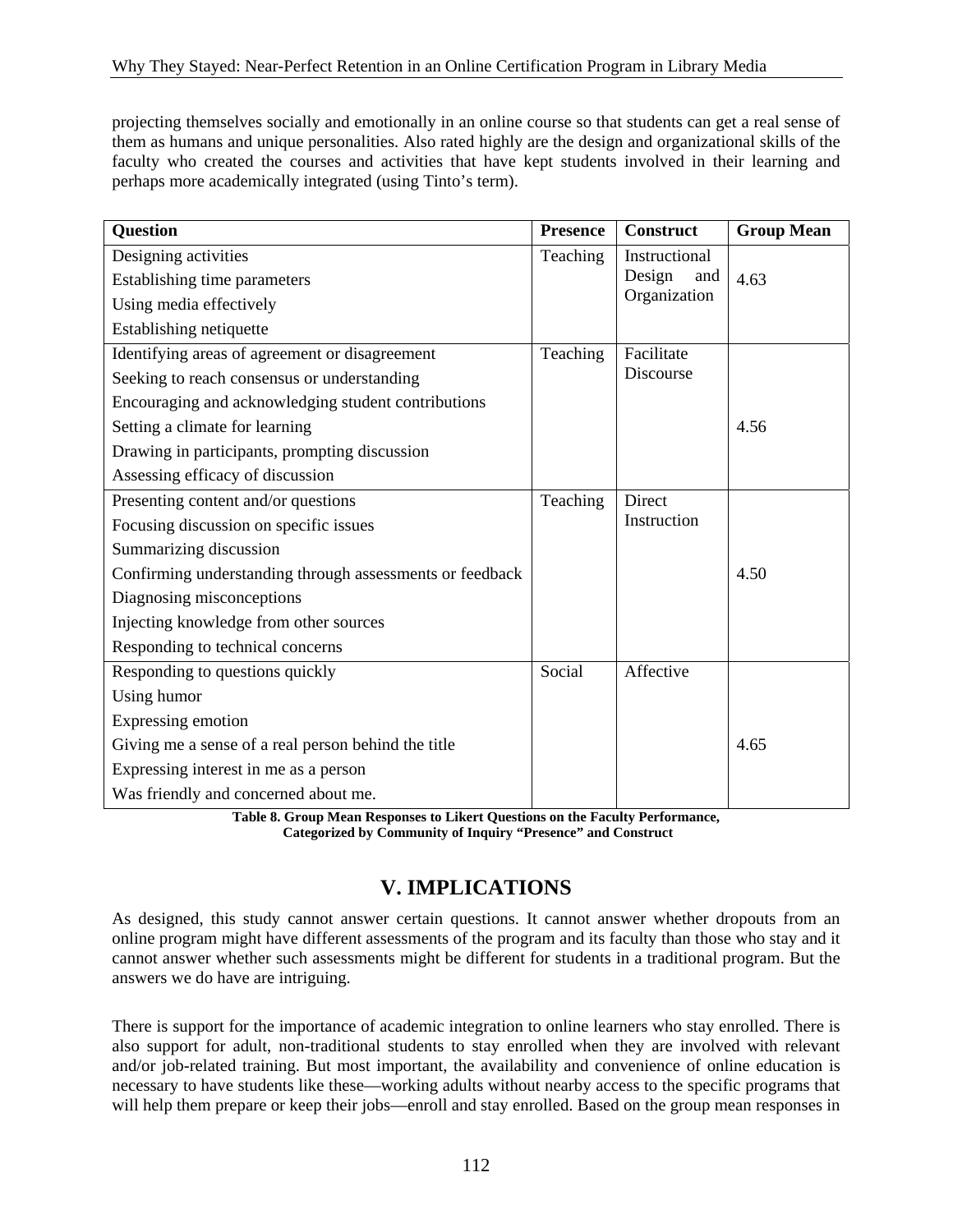projecting themselves socially and emotionally in an online course so that students can get a real sense of them as humans and unique personalities. Also rated highly are the design and organizational skills of the faculty who created the courses and activities that have kept students involved in their learning and perhaps more academically integrated (using Tinto's term).

| Question | Presence | Construct | Group Mean |
|---|---|---|---|
| Designing activities<br>Establishing time parameters<br>Using media effectively<br>Establishing netiquette | Teaching | Instructional Design and Organization | 4.63 |
| Identifying areas of agreement or disagreement<br>Seeking to reach consensus or understanding<br>Encouraging and acknowledging student contributions<br>Setting a climate for learning<br>Drawing in participants, prompting discussion<br>Assessing efficacy of discussion | Teaching | Facilitate Discourse | 4.56 |
| Presenting content and/or questions<br>Focusing discussion on specific issues<br>Summarizing discussion<br>Confirming understanding through assessments or feedback<br>Diagnosing misconceptions<br>Injecting knowledge from other sources<br>Responding to technical concerns | Teaching | Direct Instruction | 4.50 |
| Responding to questions quickly<br>Using humor<br>Expressing emotion<br>Giving me a sense of a real person behind the title<br>Expressing interest in me as a person<br>Was friendly and concerned about me. | Social | Affective | 4.65 |

**Table 8. Group Mean Responses to Likert Questions on the Faculty Performance, Categorized by Community of Inquiry "Presence" and Construct**

# V. IMPLICATIONS

As designed, this study cannot answer certain questions. It cannot answer whether dropouts from an online program might have different assessments of the program and its faculty than those who stay and it cannot answer whether such assessments might be different for students in a traditional program. But the answers we do have are intriguing.

There is support for the importance of academic integration to online learners who stay enrolled. There is also support for adult, non-traditional students to stay enrolled when they are involved with relevant and/or job-related training. But most important, the availability and convenience of online education is necessary to have students like these—working adults without nearby access to the specific programs that will help them prepare or keep their jobs—enroll and stay enrolled. Based on the group mean responses in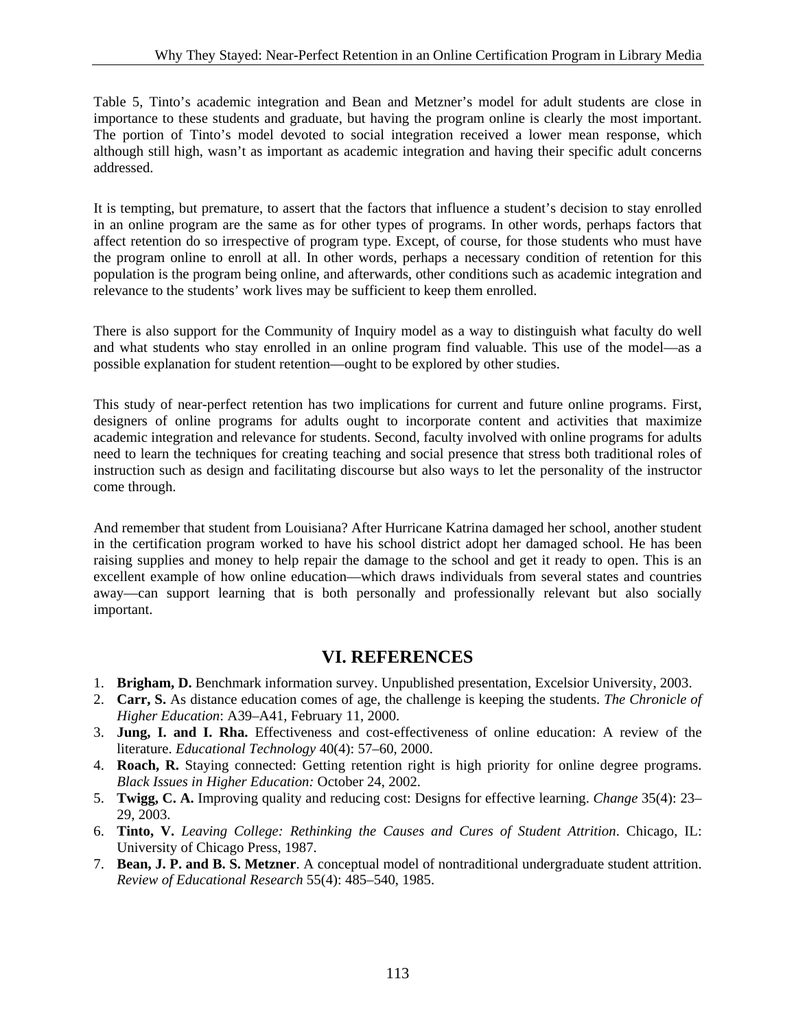Table 5, Tinto's academic integration and Bean and Metzner's model for adult students are close in importance to these students and graduate, but having the program online is clearly the most important. The portion of Tinto's model devoted to social integration received a lower mean response, which although still high, wasn't as important as academic integration and having their specific adult concerns addressed.

It is tempting, but premature, to assert that the factors that influence a student's decision to stay enrolled in an online program are the same as for other types of programs. In other words, perhaps factors that affect retention do so irrespective of program type. Except, of course, for those students who must have the program online to enroll at all. In other words, perhaps a necessary condition of retention for this population is the program being online, and afterwards, other conditions such as academic integration and relevance to the students' work lives may be sufficient to keep them enrolled.

There is also support for the Community of Inquiry model as a way to distinguish what faculty do well and what students who stay enrolled in an online program find valuable. This use of the model—as a possible explanation for student retention—ought to be explored by other studies.

This study of near-perfect retention has two implications for current and future online programs. First, designers of online programs for adults ought to incorporate content and activities that maximize academic integration and relevance for students. Second, faculty involved with online programs for adults need to learn the techniques for creating teaching and social presence that stress both traditional roles of instruction such as design and facilitating discourse but also ways to let the personality of the instructor come through.

And remember that student from Louisiana? After Hurricane Katrina damaged her school, another student in the certification program worked to have his school district adopt her damaged school. He has been raising supplies and money to help repair the damage to the school and get it ready to open. This is an excellent example of how online education—which draws individuals from several states and countries away—can support learning that is both personally and professionally relevant but also socially important.

# VI. REFERENCES

1. **Brigham, D.** Benchmark information survey. Unpublished presentation, Excelsior University, 2003.
2. **Carr, S.** As distance education comes of age, the challenge is keeping the students. *The Chronicle of Higher Education*: A39–A41, February 11, 2000.
3. **Jung, I. and I. Rha.** Effectiveness and cost-effectiveness of online education: A review of the literature. *Educational Technology* 40(4): 57–60, 2000.
4. **Roach, R.** Staying connected: Getting retention right is high priority for online degree programs. *Black Issues in Higher Education:* October 24, 2002.
5. **Twigg, C. A.** Improving quality and reducing cost: Designs for effective learning. *Change* 35(4): 23–29, 2003.
6. **Tinto, V.** *Leaving College: Rethinking the Causes and Cures of Student Attrition*. Chicago, IL: University of Chicago Press, 1987.
7. **Bean, J. P. and B. S. Metzner**. A conceptual model of nontraditional undergraduate student attrition. *Review of Educational Research* 55(4): 485–540, 1985.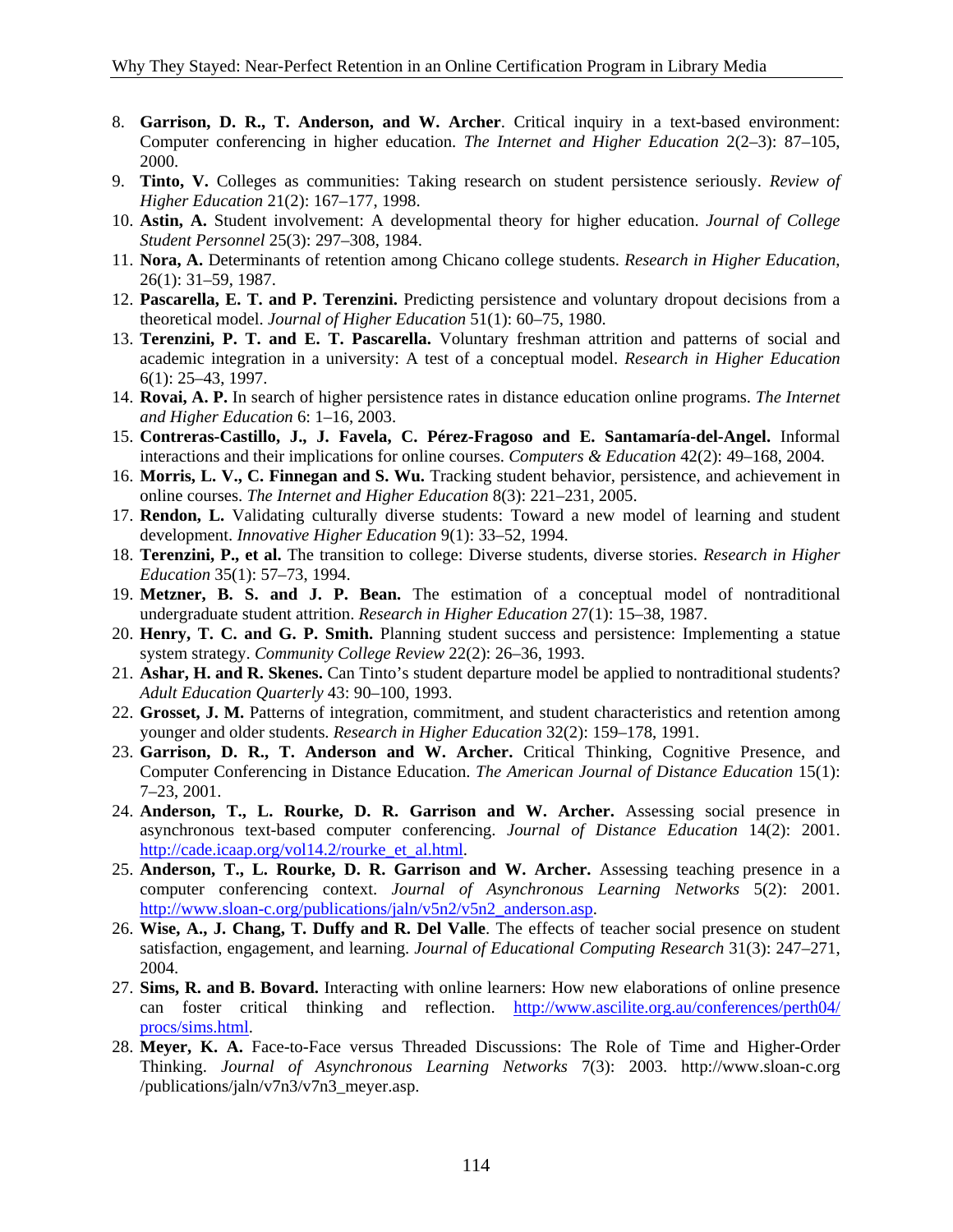8. **Garrison, D. R., T. Anderson, and W. Archer**. Critical inquiry in a text-based environment: Computer conferencing in higher education. *The Internet and Higher Education* 2(2–3): 87–105, 2000.
9. **Tinto, V.** Colleges as communities: Taking research on student persistence seriously. *Review of Higher Education* 21(2): 167–177, 1998.
10. **Astin, A.** Student involvement: A developmental theory for higher education. *Journal of College Student Personnel* 25(3): 297–308, 1984.
11. **Nora, A.** Determinants of retention among Chicano college students. *Research in Higher Education*, 26(1): 31–59, 1987.
12. **Pascarella, E. T. and P. Terenzini.** Predicting persistence and voluntary dropout decisions from a theoretical model. *Journal of Higher Education* 51(1): 60–75, 1980.
13. **Terenzini, P. T. and E. T. Pascarella.** Voluntary freshman attrition and patterns of social and academic integration in a university: A test of a conceptual model. *Research in Higher Education* 6(1): 25–43, 1997.
14. **Rovai, A. P.** In search of higher persistence rates in distance education online programs. *The Internet and Higher Education* 6: 1–16, 2003.
15. **Contreras-Castillo, J., J. Favela, C. Pérez-Fragoso and E. Santamaría-del-Angel.** Informal interactions and their implications for online courses. *Computers & Education* 42(2): 49–168, 2004.
16. **Morris, L. V., C. Finnegan and S. Wu.** Tracking student behavior, persistence, and achievement in online courses. *The Internet and Higher Education* 8(3): 221–231, 2005.
17. **Rendon, L.** Validating culturally diverse students: Toward a new model of learning and student development. *Innovative Higher Education* 9(1): 33–52, 1994.
18. **Terenzini, P., et al.** The transition to college: Diverse students, diverse stories. *Research in Higher Education* 35(1): 57–73, 1994.
19. **Metzner, B. S. and J. P. Bean.** The estimation of a conceptual model of nontraditional undergraduate student attrition. *Research in Higher Education* 27(1): 15–38, 1987.
20. **Henry, T. C. and G. P. Smith.** Planning student success and persistence: Implementing a statue system strategy. *Community College Review* 22(2): 26–36, 1993.
21. **Ashar, H. and R. Skenes.** Can Tinto's student departure model be applied to nontraditional students? *Adult Education Quarterly* 43: 90–100, 1993.
22. **Grosset, J. M.** Patterns of integration, commitment, and student characteristics and retention among younger and older students. *Research in Higher Education* 32(2): 159–178, 1991.
23. **Garrison, D. R., T. Anderson and W. Archer.** Critical Thinking, Cognitive Presence, and Computer Conferencing in Distance Education. *The American Journal of Distance Education* 15(1): 7–23, 2001.
24. **Anderson, T., L. Rourke, D. R. Garrison and W. Archer.** Assessing social presence in asynchronous text-based computer conferencing. *Journal of Distance Education* 14(2): 2001. http://cade.icaap.org/vol14.2/rourke_et_al.html.
25. **Anderson, T., L. Rourke, D. R. Garrison and W. Archer.** Assessing teaching presence in a computer conferencing context. *Journal of Asynchronous Learning Networks* 5(2): 2001. http://www.sloan-c.org/publications/jaln/v5n2/v5n2_anderson.asp.
26. **Wise, A., J. Chang, T. Duffy and R. Del Valle**. The effects of teacher social presence on student satisfaction, engagement, and learning. *Journal of Educational Computing Research* 31(3): 247–271, 2004.
27. **Sims, R. and B. Bovard.** Interacting with online learners: How new elaborations of online presence can foster critical thinking and reflection. http://www.ascilite.org.au/conferences/perth04/procs/sims.html.
28. **Meyer, K. A.** Face-to-Face versus Threaded Discussions: The Role of Time and Higher-Order Thinking. *Journal of Asynchronous Learning Networks* 7(3): 2003. http://www.sloan-c.org/publications/jaln/v7n3/v7n3_meyer.asp.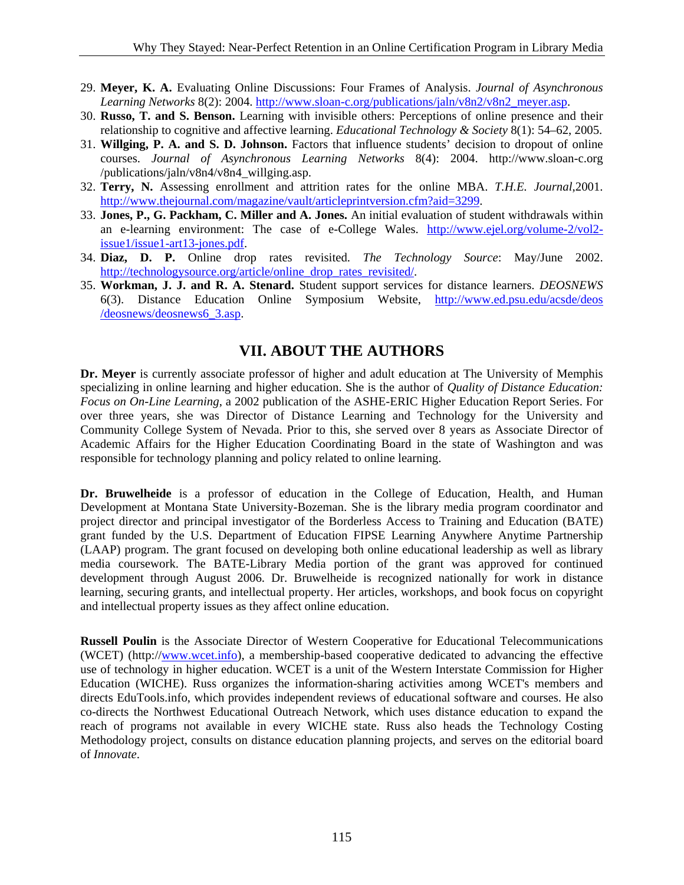29. **Meyer, K. A.** Evaluating Online Discussions: Four Frames of Analysis. *Journal of Asynchronous Learning Networks* 8(2): 2004. http://www.sloan-c.org/publications/jaln/v8n2/v8n2_meyer.asp.
30. **Russo, T. and S. Benson.** Learning with invisible others: Perceptions of online presence and their relationship to cognitive and affective learning. *Educational Technology & Society* 8(1): 54–62, 2005.
31. **Willging, P. A. and S. D. Johnson.** Factors that influence students' decision to dropout of online courses. *Journal of Asynchronous Learning Networks* 8(4): 2004. http://www.sloan-c.org /publications/jaln/v8n4/v8n4_willging.asp.
32. **Terry, N.** Assessing enrollment and attrition rates for the online MBA. *T.H.E. Journal*,2001. http://www.thejournal.com/magazine/vault/articleprintversion.cfm?aid=3299.
33. **Jones, P., G. Packham, C. Miller and A. Jones.** An initial evaluation of student withdrawals within an e-learning environment: The case of e-College Wales. http://www.ejel.org/volume-2/vol2-issue1/issue1-art13-jones.pdf.
34. **Diaz, D. P.** Online drop rates revisited. *The Technology Source*: May/June 2002. http://technologysource.org/article/online_drop_rates_revisited/.
35. **Workman, J. J. and R. A. Stenard.** Student support services for distance learners. *DEOSNEWS* 6(3). Distance Education Online Symposium Website, http://www.ed.psu.edu/acsde/deos /deosnews/deosnews6_3.asp.

## VII. ABOUT THE AUTHORS

**Dr. Meyer** is currently associate professor of higher and adult education at The University of Memphis specializing in online learning and higher education. She is the author of *Quality of Distance Education: Focus on On-Line Learning*, a 2002 publication of the ASHE-ERIC Higher Education Report Series. For over three years, she was Director of Distance Learning and Technology for the University and Community College System of Nevada. Prior to this, she served over 8 years as Associate Director of Academic Affairs for the Higher Education Coordinating Board in the state of Washington and was responsible for technology planning and policy related to online learning.

**Dr. Bruwelheide** is a professor of education in the College of Education, Health, and Human Development at Montana State University-Bozeman. She is the library media program coordinator and project director and principal investigator of the Borderless Access to Training and Education (BATE) grant funded by the U.S. Department of Education FIPSE Learning Anywhere Anytime Partnership (LAAP) program. The grant focused on developing both online educational leadership as well as library media coursework. The BATE-Library Media portion of the grant was approved for continued development through August 2006. Dr. Bruwelheide is recognized nationally for work in distance learning, securing grants, and intellectual property. Her articles, workshops, and book focus on copyright and intellectual property issues as they affect online education.

**Russell Poulin** is the Associate Director of Western Cooperative for Educational Telecommunications (WCET) (http://www.wcet.info), a membership-based cooperative dedicated to advancing the effective use of technology in higher education. WCET is a unit of the Western Interstate Commission for Higher Education (WICHE). Russ organizes the information-sharing activities among WCET's members and directs EduTools.info, which provides independent reviews of educational software and courses. He also co-directs the Northwest Educational Outreach Network, which uses distance education to expand the reach of programs not available in every WICHE state. Russ also heads the Technology Costing Methodology project, consults on distance education planning projects, and serves on the editorial board of *Innovate*.